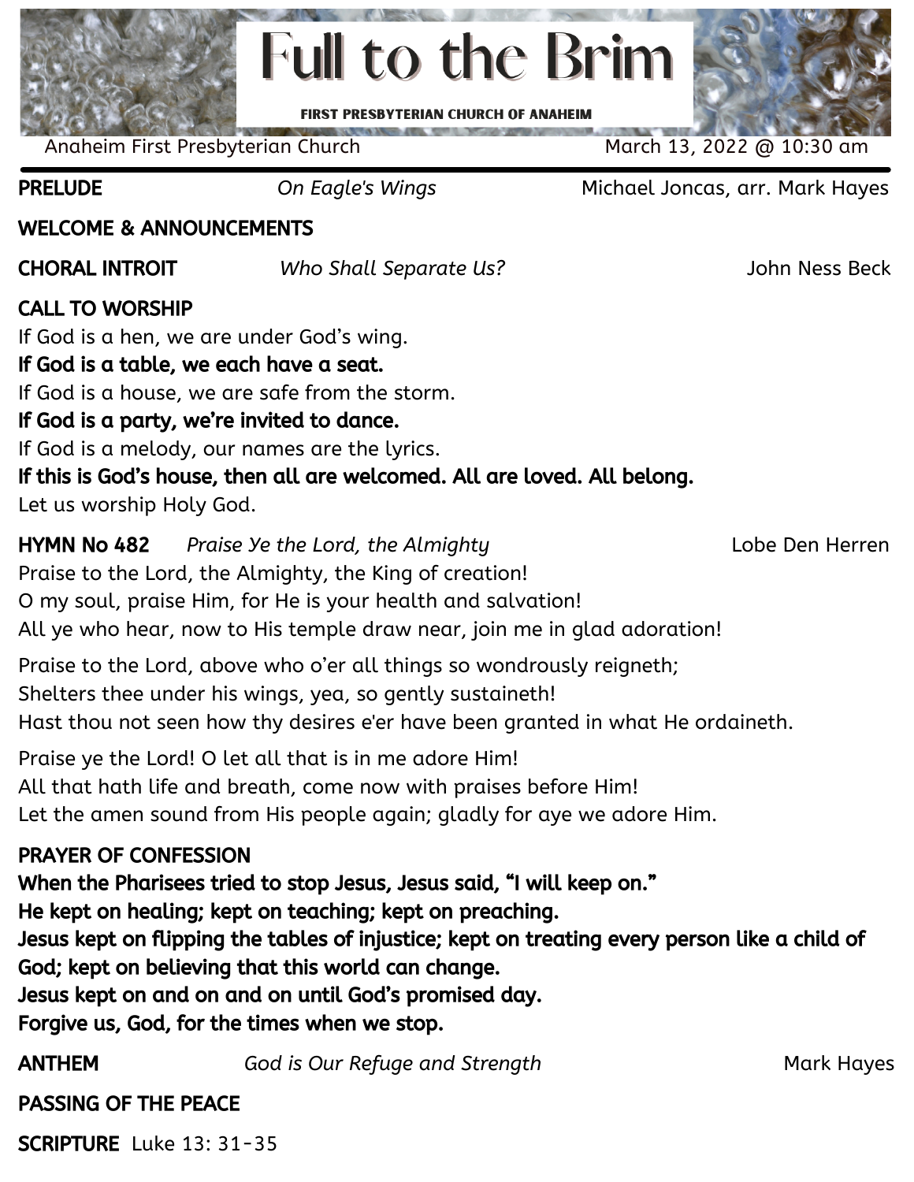# Full to the Brim

**FIRST PRESBYTERIAN CHURCH OF ANAHEIM**

Anaheim First Presbyterian Church — March 13, 2022 @ 10:30 am

---

**PRELUDE** *On Eagle's Wings* Michael Joncas, arr. Mark Hayes

**WELCOME & ANNOUNCEMENTS**

**CHORAL INTROIT** *Who Shall Separate Us?* John Ness Beck

**CALL TO WORSHIP**

If God is a hen, we are under God's wing.
**If God is a table, we each have a seat.**
If God is a house, we are safe from the storm.
**If God is a party, we're invited to dance.**
If God is a melody, our names are the lyrics.
**If this is God's house, then all are welcomed. All are loved. All belong.**
Let us worship Holy God.

**HYMN No 482** *Praise Ye the Lord, the Almighty* Lobe Den Herren

Praise to the Lord, the Almighty, the King of creation!
O my soul, praise Him, for He is your health and salvation!
All ye who hear, now to His temple draw near, join me in glad adoration!

Praise to the Lord, above who o'er all things so wondrously reigneth;
Shelters thee under his wings, yea, so gently sustaineth!
Hast thou not seen how thy desires e'er have been granted in what He ordaineth.

Praise ye the Lord! O let all that is in me adore Him!
All that hath life and breath, come now with praises before Him!
Let the amen sound from His people again; gladly for aye we adore Him.

**PRAYER OF CONFESSION**

**When the Pharisees tried to stop Jesus, Jesus said, "I will keep on."**
**He kept on healing; kept on teaching; kept on preaching.**
**Jesus kept on flipping the tables of injustice; kept on treating every person like a child of God; kept on believing that this world can change.**
**Jesus kept on and on and on until God's promised day.**
**Forgive us, God, for the times when we stop.**

**ANTHEM** *God is Our Refuge and Strength* Mark Hayes

**PASSING OF THE PEACE**

**SCRIPTURE** Luke 13: 31-35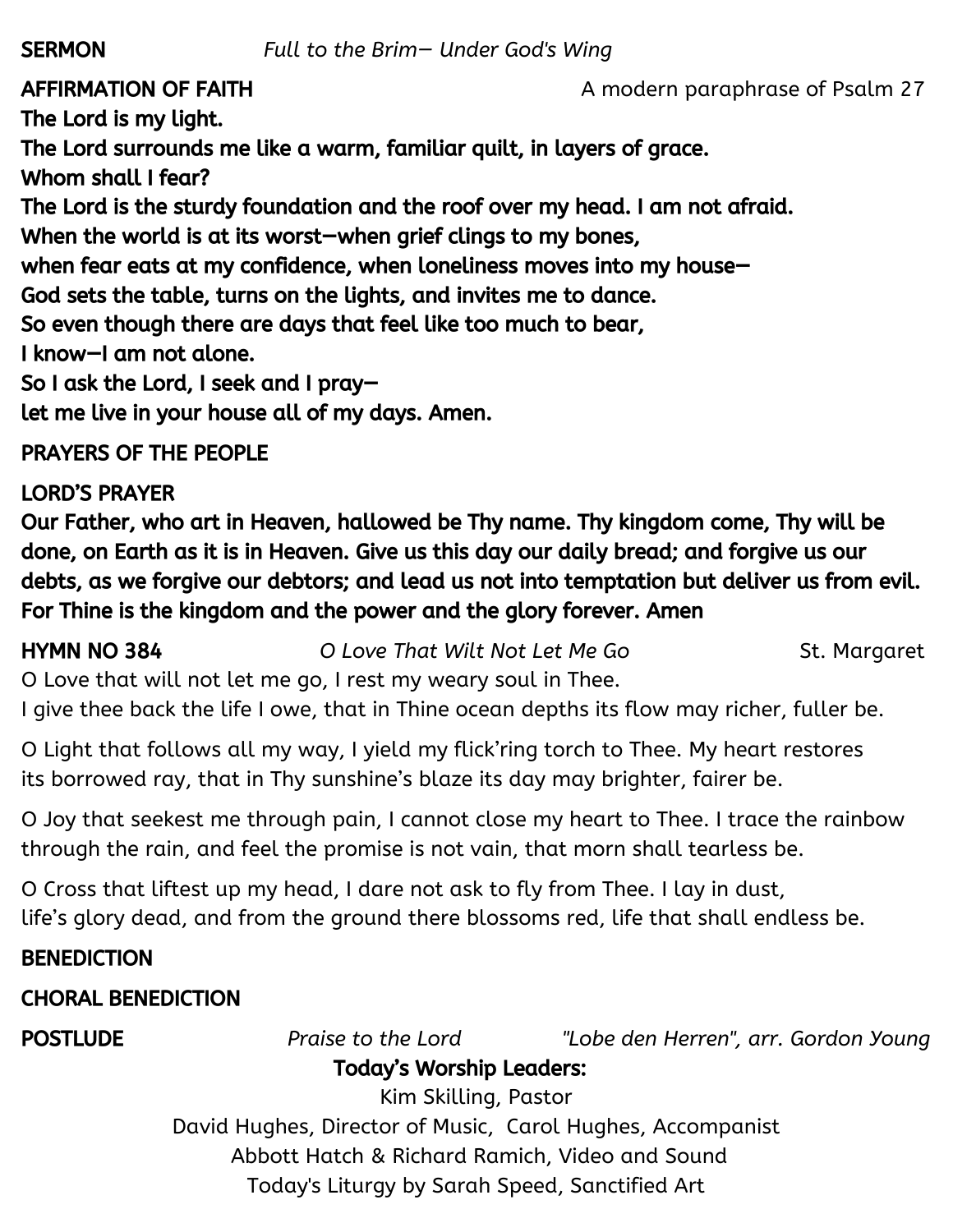**SERMON** *Full to the Brim— Under God's Wing*

**AFFIRMATION OF FAITH** A modern paraphrase of Psalm 27

**The Lord is my light.**
**The Lord surrounds me like a warm, familiar quilt, in layers of grace.**
**Whom shall I fear?**
**The Lord is the sturdy foundation and the roof over my head. I am not afraid.**
**When the world is at its worst—when grief clings to my bones,**
**when fear eats at my confidence, when loneliness moves into my house—**
**God sets the table, turns on the lights, and invites me to dance.**
**So even though there are days that feel like too much to bear,**
**I know—I am not alone.**
**So I ask the Lord, I seek and I pray—**
**let me live in your house all of my days. Amen.**

**PRAYERS OF THE PEOPLE**

**LORD'S PRAYER**

**Our Father, who art in Heaven, hallowed be Thy name. Thy kingdom come, Thy will be done, on Earth as it is in Heaven. Give us this day our daily bread; and forgive us our debts, as we forgive our debtors; and lead us not into temptation but deliver us from evil. For Thine is the kingdom and the power and the glory forever. Amen**

**HYMN NO 384** *O Love That Wilt Not Let Me Go* St. Margaret

O Love that will not let me go, I rest my weary soul in Thee.
I give thee back the life I owe, that in Thine ocean depths its flow may richer, fuller be.

O Light that follows all my way, I yield my flick'ring torch to Thee. My heart restores its borrowed ray, that in Thy sunshine's blaze its day may brighter, fairer be.

O Joy that seekest me through pain, I cannot close my heart to Thee. I trace the rainbow through the rain, and feel the promise is not vain, that morn shall tearless be.

O Cross that liftest up my head, I dare not ask to fly from Thee. I lay in dust, life's glory dead, and from the ground there blossoms red, life that shall endless be.

**BENEDICTION**

**CHORAL BENEDICTION**

**POSTLUDE** *Praise to the Lord* *"Lobe den Herren", arr. Gordon Young*

**Today's Worship Leaders:**

Kim Skilling, Pastor
David Hughes, Director of Music, Carol Hughes, Accompanist
Abbott Hatch & Richard Ramich, Video and Sound
Today's Liturgy by Sarah Speed, Sanctified Art